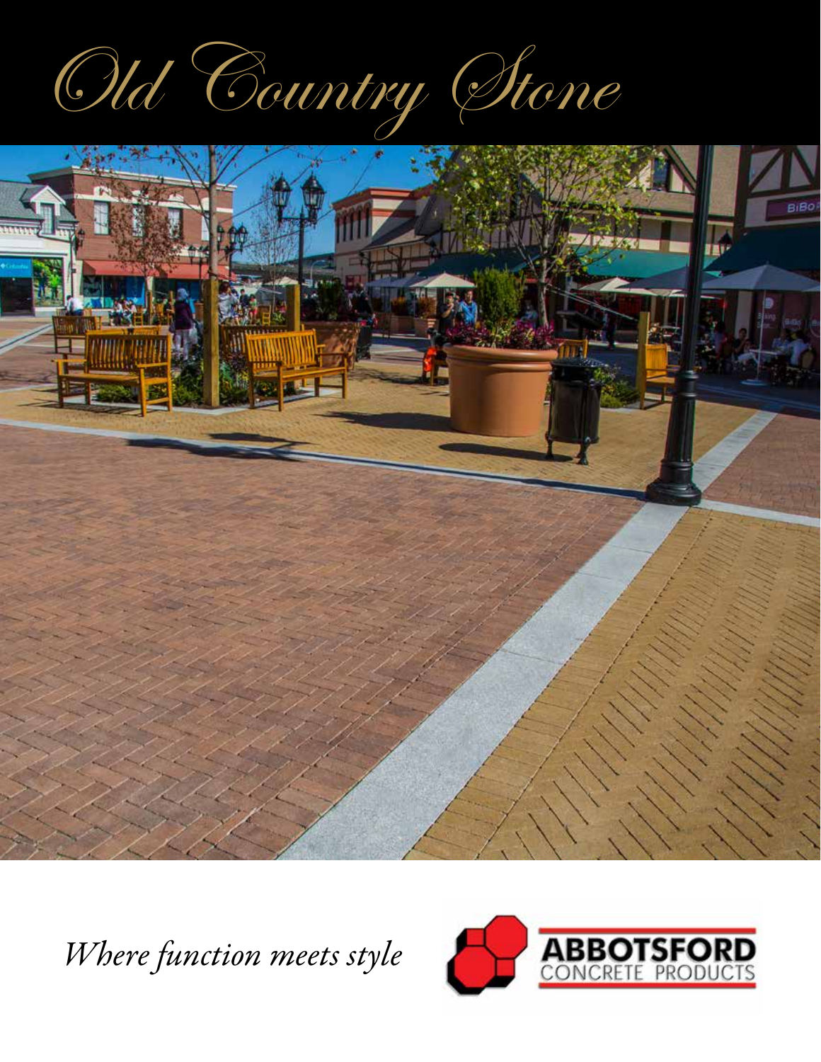# *Old Country Stone*

*Where function meets style*

ABBOTSFORD CONCRETE PRODUCTS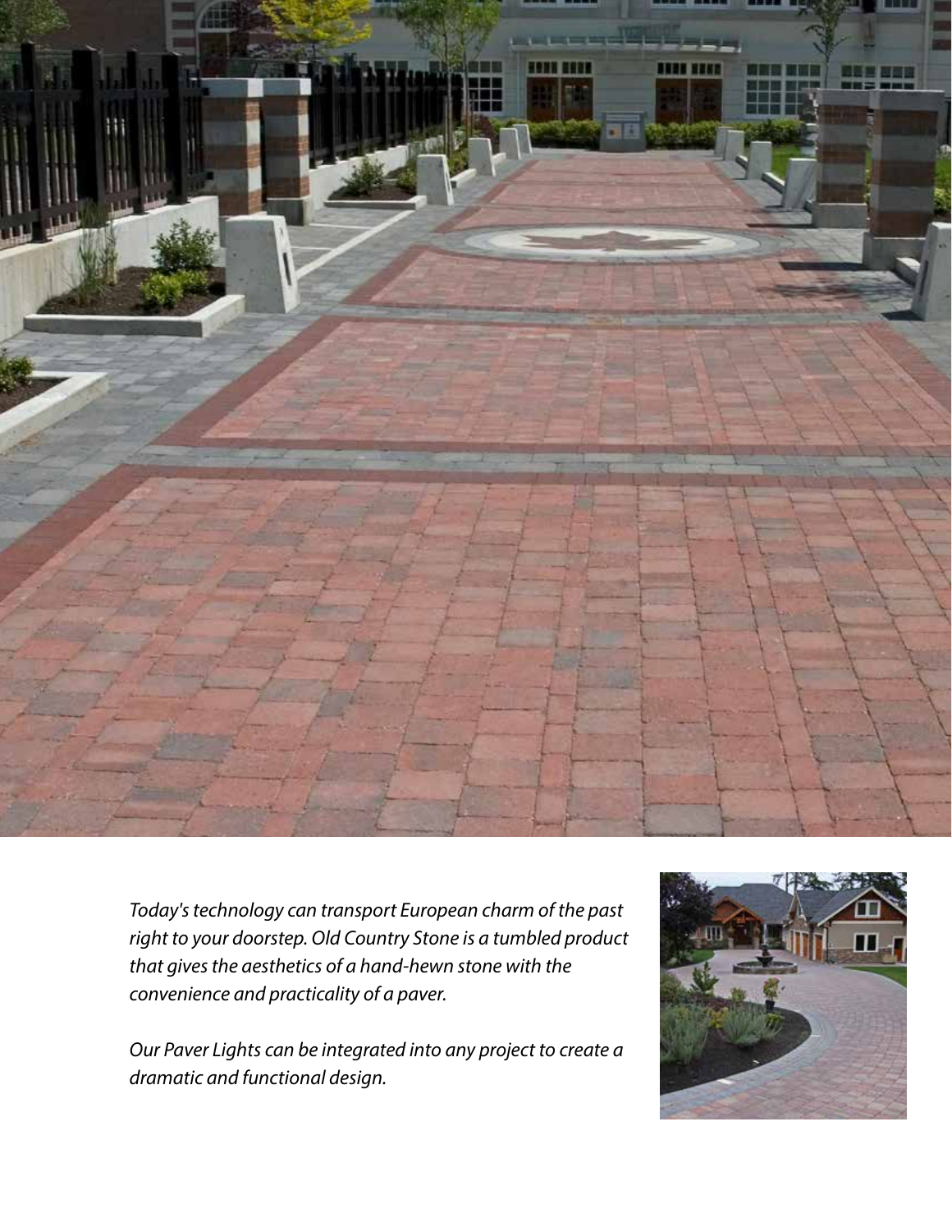*Today's technology can transport European charm of the past right to your doorstep. Old Country Stone is a tumbled product that gives the aesthetics of a hand-hewn stone with the convenience and practicality of a paver.*

*Our Paver Lights can be integrated into any project to create a dramatic and functional design.*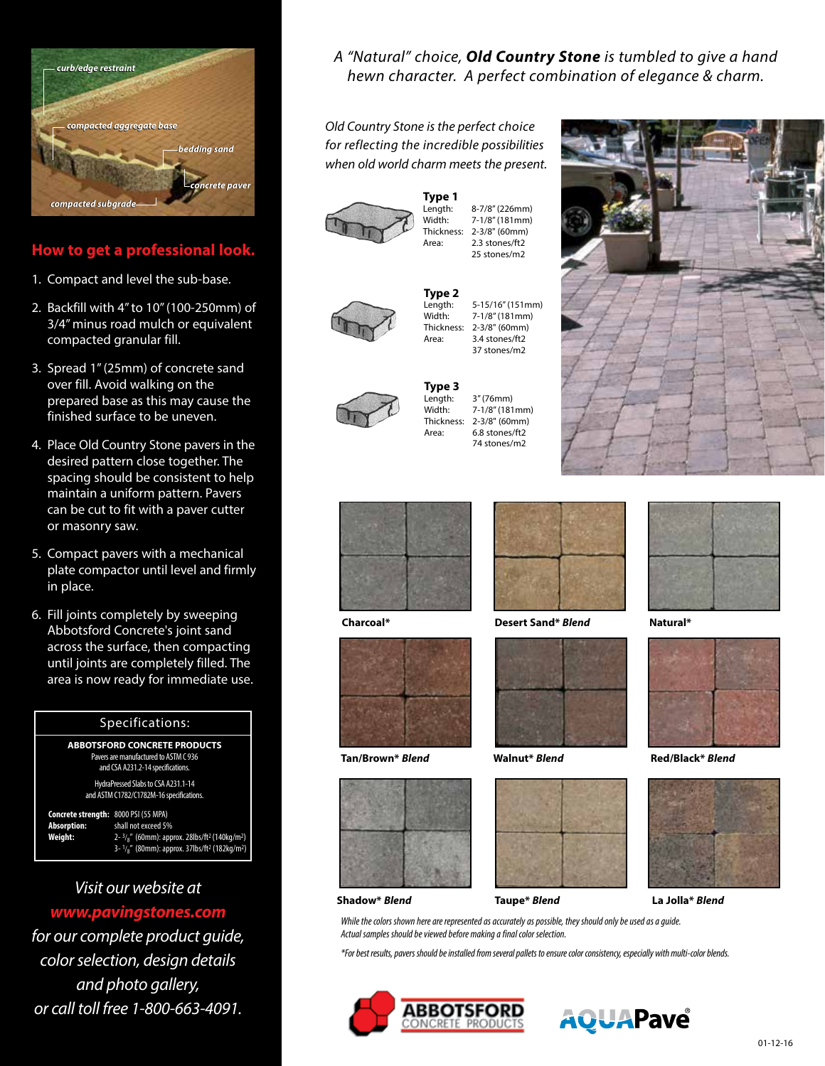curb/edge restraint

compacted aggregate base

bedding sand

concrete paver

compacted subgrade

## How to get a professional look.

1. Compact and level the sub-base.
2. Backfill with 4" to 10" (100-250mm) of 3/4" minus road mulch or equivalent compacted granular fill.
3. Spread 1" (25mm) of concrete sand over fill. Avoid walking on the prepared base as this may cause the finished surface to be uneven.
4. Place Old Country Stone pavers in the desired pattern close together. The spacing should be consistent to help maintain a uniform pattern. Pavers can be cut to fit with a paver cutter or masonry saw.
5. Compact pavers with a mechanical plate compactor until level and firmly in place.
6. Fill joints completely by sweeping Abbotsford Concrete's joint sand across the surface, then compacting until joints are completely filled. The area is now ready for immediate use.

### Specifications:

**ABBOTSFORD CONCRETE PRODUCTS**
Pavers are manufactured to ASTM C936 and CSA A231.2-14 specifications.

HydraPressed Slabs to CSA A231.1-14 and ASTM C1782/C1782M-16 specifications.

**Concrete strength:** 8000 PSI (55 MPA)
**Absorption:** shall not exceed 5%
**Weight:** 2-3/8" (60mm): approx. 28lbs/ft² (140kg/m²)
3-1/8" (80mm): approx. 37lbs/ft² (182kg/m²)

*Visit our website at*
***www.pavingstones.com***
*for our complete product guide, color selection, design details and photo gallery, or call toll free 1-800-663-4091.*

*A "Natural" choice, **Old Country Stone** is tumbled to give a hand hewn character. A perfect combination of elegance & charm.*

*Old Country Stone is the perfect choice for reflecting the incredible possibilities when old world charm meets the present.*

**Type 1**

| | |
|---|---|
| Length: | 8-7/8" (226mm) |
| Width: | 7-1/8" (181mm) |
| Thickness: | 2-3/8" (60mm) |
| Area: | 2.3 stones/ft2 |
| | 25 stones/m2 |

**Type 2**

| | |
|---|---|
| Length: | 5-15/16" (151mm) |
| Width: | 7-1/8" (181mm) |
| Thickness: | 2-3/8" (60mm) |
| Area: | 3.4 stones/ft2 |
| | 37 stones/m2 |

**Type 3**

| | |
|---|---|
| Length: | 3" (76mm) |
| Width: | 7-1/8" (181mm) |
| Thickness: | 2-3/8" (60mm) |
| Area: | 6.8 stones/ft2 |
| | 74 stones/m2 |

**Charcoal***

**Desert Sand* *Blend***

**Natural***

**Tan/Brown* *Blend***

**Walnut* *Blend***

**Red/Black* *Blend***

**Shadow* *Blend***

**Taupe* *Blend***

**La Jolla* *Blend***

*While the colors shown here are represented as accurately as possible, they should only be used as a guide. Actual samples should be viewed before making a final color selection.*

**For best results, pavers should be installed from several pallets to ensure color consistency, especially with multi-color blends.*

ABBOTSFORD CONCRETE PRODUCTS

AQUAPave®

01-12-16